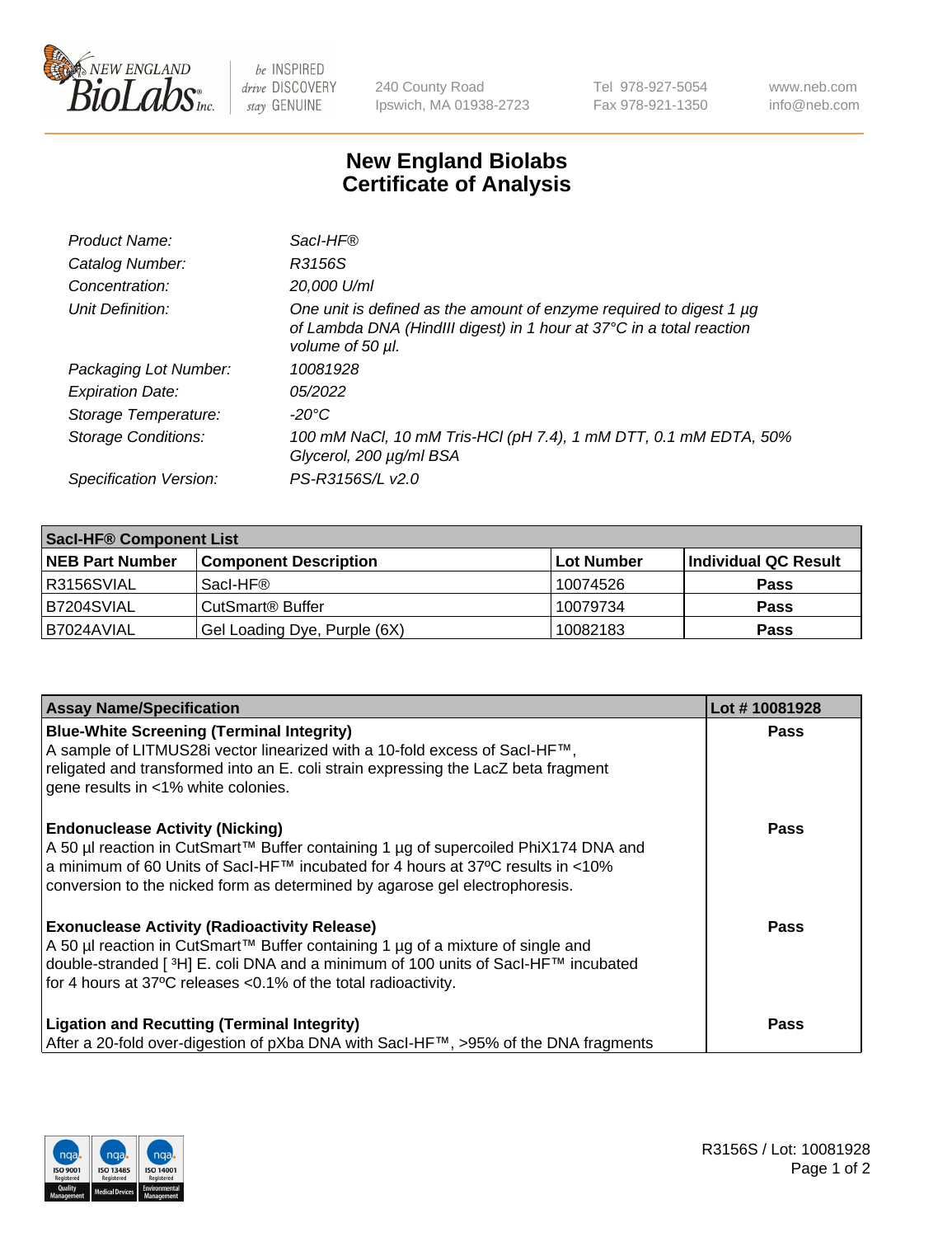# New England Biolabs Certificate of Analysis

| | |
|---|---|
| *Product Name:* | *SacI-HF®* |
| *Catalog Number:* | *R3156S* |
| *Concentration:* | *20,000 U/ml* |
| *Unit Definition:* | *One unit is defined as the amount of enzyme required to digest 1 µg of Lambda DNA (HindIII digest) in 1 hour at 37°C in a total reaction volume of 50 µl.* |
| *Packaging Lot Number:* | *10081928* |
| *Expiration Date:* | *05/2022* |
| *Storage Temperature:* | *-20°C* |
| *Storage Conditions:* | *100 mM NaCl, 10 mM Tris-HCl (pH 7.4), 1 mM DTT, 0.1 mM EDTA, 50% Glycerol, 200 µg/ml BSA* |
| *Specification Version:* | *PS-R3156S/L v2.0* |

| **SacI-HF® Component List** | | | |
|---|---|---|---|
| **NEB Part Number** | **Component Description** | **Lot Number** | **Individual QC Result** |
| R3156SVIAL | SacI-HF® | 10074526 | **Pass** |
| B7204SVIAL | CutSmart® Buffer | 10079734 | **Pass** |
| B7024AVIAL | Gel Loading Dye, Purple (6X) | 10082183 | **Pass** |

| **Assay Name/Specification** | **Lot # 10081928** |
|---|---|
| **Blue-White Screening (Terminal Integrity)**<br>A sample of LITMUS28i vector linearized with a 10-fold excess of SacI-HF™, religated and transformed into an E. coli strain expressing the LacZ beta fragment gene results in <1% white colonies. | **Pass** |
| **Endonuclease Activity (Nicking)**<br>A 50 µl reaction in CutSmart™ Buffer containing 1 µg of supercoiled PhiX174 DNA and a minimum of 60 Units of SacI-HF™ incubated for 4 hours at 37ºC results in <10% conversion to the nicked form as determined by agarose gel electrophoresis. | **Pass** |
| **Exonuclease Activity (Radioactivity Release)**<br>A 50 µl reaction in CutSmart™ Buffer containing 1 µg of a mixture of single and double-stranded [ $^{3}$H] E. coli DNA and a minimum of 100 units of SacI-HF™ incubated for 4 hours at 37ºC releases <0.1% of the total radioactivity. | **Pass** |
| **Ligation and Recutting (Terminal Integrity)**<br>After a 20-fold over-digestion of pXba DNA with SacI-HF™, >95% of the DNA fragments | **Pass** |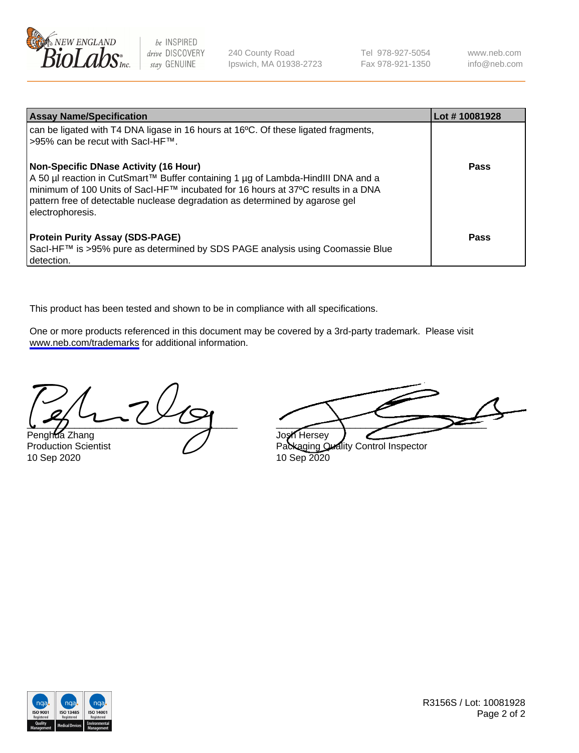| Assay Name/Specification | Lot # 10081928 |
|---|---|
| can be ligated with T4 DNA ligase in 16 hours at 16ºC. Of these ligated fragments, >95% can be recut with SacI-HF™. | |
| **Non-Specific DNase Activity (16 Hour)**<br>A 50 µl reaction in CutSmart™ Buffer containing 1 µg of Lambda-HindIII DNA and a minimum of 100 Units of SacI-HF™ incubated for 16 hours at 37ºC results in a DNA pattern free of detectable nuclease degradation as determined by agarose gel electrophoresis. | **Pass** |
| **Protein Purity Assay (SDS-PAGE)**<br>SacI-HF™ is >95% pure as determined by SDS PAGE analysis using Coomassie Blue detection. | **Pass** |

This product has been tested and shown to be in compliance with all specifications.

One or more products referenced in this document may be covered by a 3rd-party trademark. Please visit www.neb.com/trademarks for additional information.

Penghua Zhang
Production Scientist
10 Sep 2020

Josh Hersey
Packaging Quality Control Inspector
10 Sep 2020

R3156S / Lot: 10081928